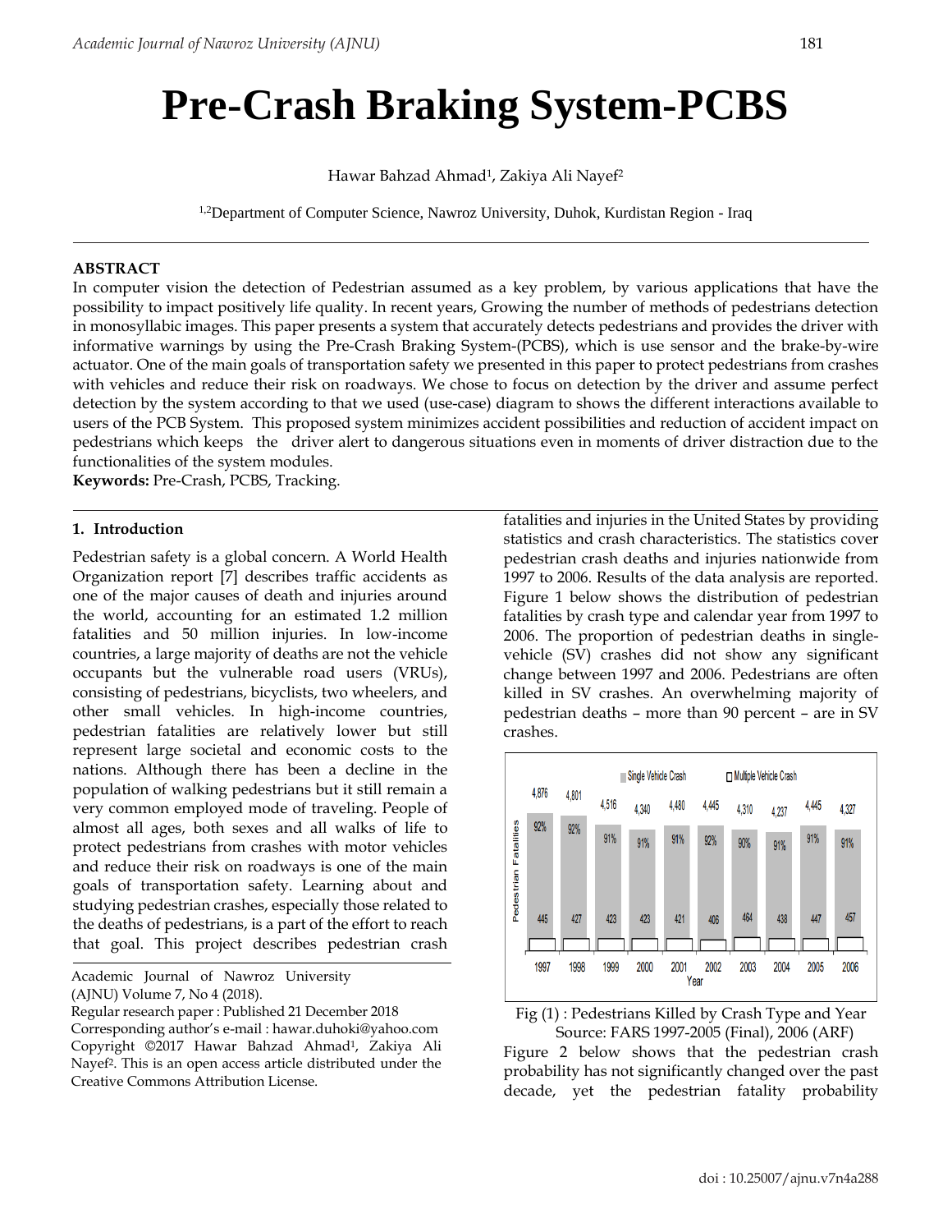# Pre-Crash Braking System-PCBS

Hawar Bahzad Ahmad[1], Zakiya Ali Nayef[2]

[1,2]Department of Computer Science, Nawroz University, Duhok, Kurdistan Region - Iraq

---

**ABSTRACT**

In computer vision the detection of Pedestrian assumed as a key problem, by various applications that have the possibility to impact positively life quality. In recent years, Growing the number of methods of pedestrians detection in monosyllabic images. This paper presents a system that accurately detects pedestrians and provides the driver with informative warnings by using the Pre-Crash Braking System-(PCBS), which is use sensor and the brake-by-wire actuator. One of the main goals of transportation safety we presented in this paper to protect pedestrians from crashes with vehicles and reduce their risk on roadways. We chose to focus on detection by the driver and assume perfect detection by the system according to that we used (use-case) diagram to shows the different interactions available to users of the PCB System. This proposed system minimizes accident possibilities and reduction of accident impact on pedestrians which keeps the driver alert to dangerous situations even in moments of driver distraction due to the functionalities of the system modules.

**Keywords:** Pre-Crash, PCBS, Tracking.

---

## 1. Introduction

Pedestrian safety is a global concern. A World Health Organization report [7] describes traffic accidents as one of the major causes of death and injuries around the world, accounting for an estimated 1.2 million fatalities and 50 million injuries. In low-income countries, a large majority of deaths are not the vehicle occupants but the vulnerable road users (VRUs), consisting of pedestrians, bicyclists, two wheelers, and other small vehicles. In high-income countries, pedestrian fatalities are relatively lower but still represent large societal and economic costs to the nations. Although there has been a decline in the population of walking pedestrians but it still remain a very common employed mode of traveling. People of almost all ages, both sexes and all walks of life to protect pedestrians from crashes with motor vehicles and reduce their risk on roadways is one of the main goals of transportation safety. Learning about and studying pedestrian crashes, especially those related to the deaths of pedestrians, is a part of the effort to reach that goal. This project describes pedestrian crash fatalities and injuries in the United States by providing statistics and crash characteristics. The statistics cover pedestrian crash deaths and injuries nationwide from 1997 to 2006. Results of the data analysis are reported. Figure 1 below shows the distribution of pedestrian fatalities by crash type and calendar year from 1997 to 2006. The proportion of pedestrian deaths in single-vehicle (SV) crashes did not show any significant change between 1997 and 2006. Pedestrians are often killed in SV crashes. An overwhelming majority of pedestrian deaths – more than 90 percent – are in SV crashes.

| Year | Single Vehicle Crash | % | Multiple Vehicle Crash |
|---|---|---|---|
| 1997 | 4,876 | 92% | 445 |
| 1998 | 4,801 | 92% | 427 |
| 1999 | 4,516 | 91% | 423 |
| 2000 | 4,340 | 91% | 423 |
| 2001 | 4,480 | 91% | 421 |
| 2002 | 4,445 | 92% | 406 |
| 2003 | 4,310 | 90% | 464 |
| 2004 | 4,237 | 91% | 438 |
| 2005 | 4,445 | 91% | 447 |
| 2006 | 4,327 | 91% | 457 |

Fig (1) : Pedestrians Killed by Crash Type and Year
Source: FARS 1997-2005 (Final), 2006 (ARF)

Figure 2 below shows that the pedestrian crash probability has not significantly changed over the past decade, yet the pedestrian fatality probability

---

Academic Journal of Nawroz University (AJNU) Volume 7, No 4 (2018).
Regular research paper : Published 21 December 2018
Corresponding author's e-mail : hawar.duhoki@yahoo.com
Copyright ©2017 Hawar Bahzad Ahmad[1], Zakiya Ali Nayef[2]. This is an open access article distributed under the Creative Commons Attribution License.

doi : 10.25007/ajnu.v7n4a288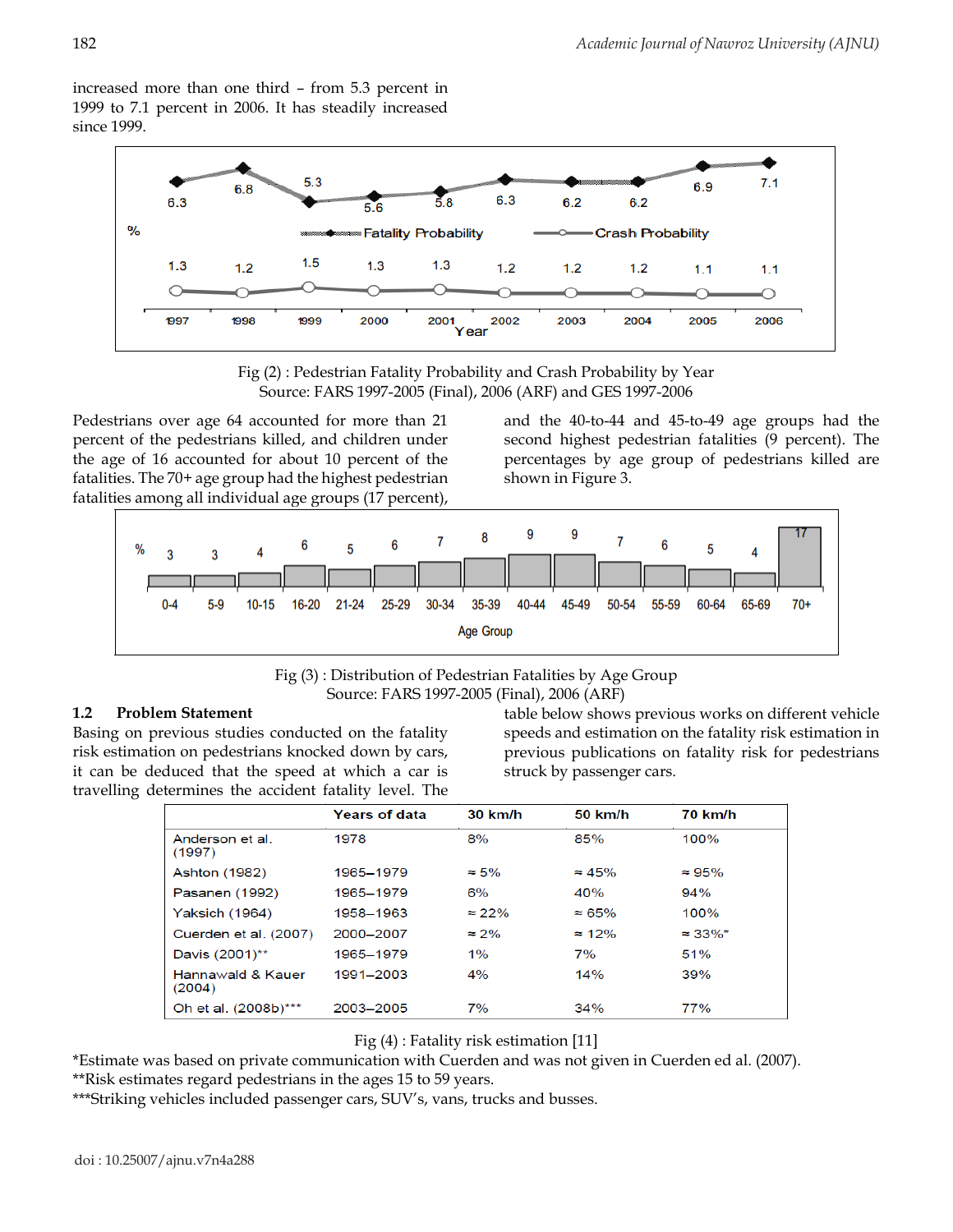increased more than one third – from 5.3 percent in 1999 to 7.1 percent in 2006. It has steadily increased since 1999.

Fig (2) : Pedestrian Fatality Probability and Crash Probability by Year
Source: FARS 1997-2005 (Final), 2006 (ARF) and GES 1997-2006

Pedestrians over age 64 accounted for more than 21 percent of the pedestrians killed, and children under the age of 16 accounted for about 10 percent of the fatalities. The 70+ age group had the highest pedestrian fatalities among all individual age groups (17 percent), and the 40-to-44 and 45-to-49 age groups had the second highest pedestrian fatalities (9 percent). The percentages by age group of pedestrians killed are shown in Figure 3.

Fig (3) : Distribution of Pedestrian Fatalities by Age Group
Source: FARS 1997-2005 (Final), 2006 (ARF)

### 1.2 Problem Statement

Basing on previous studies conducted on the fatality risk estimation on pedestrians knocked down by cars, it can be deduced that the speed at which a car is travelling determines the accident fatality level. The table below shows previous works on different vehicle speeds and estimation on the fatality risk estimation in previous publications on fatality risk for pedestrians struck by passenger cars.

| | Years of data | 30 km/h | 50 km/h | 70 km/h |
|---|---|---|---|---|
| Anderson et al. (1997) | 1978 | 8% | 85% | 100% |
| Ashton (1982) | 1965–1979 | ≈ 5% | ≈ 45% | ≈ 95% |
| Pasanen (1992) | 1965–1979 | 6% | 40% | 94% |
| Yaksich (1964) | 1958–1963 | ≈ 22% | ≈ 65% | 100% |
| Cuerden et al. (2007) | 2000–2007 | ≈ 2% | ≈ 12% | ≈ 33%* |
| Davis (2001)** | 1965–1979 | 1% | 7% | 51% |
| Hannawald & Kauer (2004) | 1991–2003 | 4% | 14% | 39% |
| Oh et al. (2008b)*** | 2003–2005 | 7% | 34% | 77% |

Fig (4) : Fatality risk estimation [11]

*Estimate was based on private communication with Cuerden and was not given in Cuerden ed al. (2007).
**Risk estimates regard pedestrians in the ages 15 to 59 years.
***Striking vehicles included passenger cars, SUV's, vans, trucks and busses.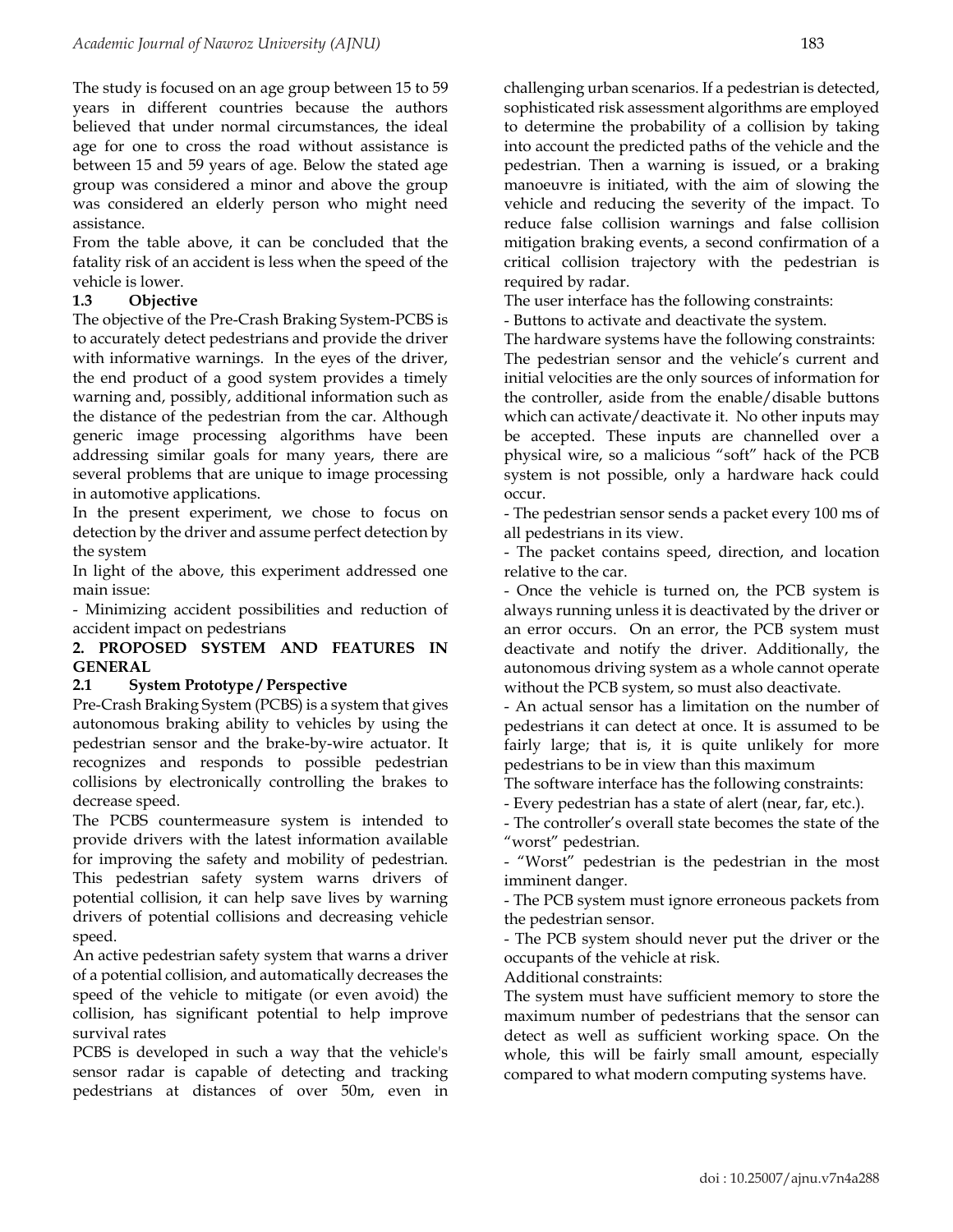The study is focused on an age group between 15 to 59 years in different countries because the authors believed that under normal circumstances, the ideal age for one to cross the road without assistance is between 15 and 59 years of age. Below the stated age group was considered a minor and above the group was considered an elderly person who might need assistance.

From the table above, it can be concluded that the fatality risk of an accident is less when the speed of the vehicle is lower.

### 1.3 Objective

The objective of the Pre-Crash Braking System-PCBS is to accurately detect pedestrians and provide the driver with informative warnings. In the eyes of the driver, the end product of a good system provides a timely warning and, possibly, additional information such as the distance of the pedestrian from the car. Although generic image processing algorithms have been addressing similar goals for many years, there are several problems that are unique to image processing in automotive applications.

In the present experiment, we chose to focus on detection by the driver and assume perfect detection by the system

In light of the above, this experiment addressed one main issue:

- Minimizing accident possibilities and reduction of accident impact on pedestrians

## 2. PROPOSED SYSTEM AND FEATURES IN GENERAL

### 2.1 System Prototype / Perspective

Pre-Crash Braking System (PCBS) is a system that gives autonomous braking ability to vehicles by using the pedestrian sensor and the brake-by-wire actuator. It recognizes and responds to possible pedestrian collisions by electronically controlling the brakes to decrease speed.

The PCBS countermeasure system is intended to provide drivers with the latest information available for improving the safety and mobility of pedestrian. This pedestrian safety system warns drivers of potential collision, it can help save lives by warning drivers of potential collisions and decreasing vehicle speed.

An active pedestrian safety system that warns a driver of a potential collision, and automatically decreases the speed of the vehicle to mitigate (or even avoid) the collision, has significant potential to help improve survival rates

PCBS is developed in such a way that the vehicle's sensor radar is capable of detecting and tracking pedestrians at distances of over 50m, even in challenging urban scenarios. If a pedestrian is detected, sophisticated risk assessment algorithms are employed to determine the probability of a collision by taking into account the predicted paths of the vehicle and the pedestrian. Then a warning is issued, or a braking manoeuvre is initiated, with the aim of slowing the vehicle and reducing the severity of the impact. To reduce false collision warnings and false collision mitigation braking events, a second confirmation of a critical collision trajectory with the pedestrian is required by radar.

The user interface has the following constraints:

- Buttons to activate and deactivate the system.

The hardware systems have the following constraints:

The pedestrian sensor and the vehicle's current and initial velocities are the only sources of information for the controller, aside from the enable/disable buttons which can activate/deactivate it. No other inputs may be accepted. These inputs are channelled over a physical wire, so a malicious "soft" hack of the PCB system is not possible, only a hardware hack could occur.

- The pedestrian sensor sends a packet every 100 ms of all pedestrians in its view.
- The packet contains speed, direction, and location relative to the car.
- Once the vehicle is turned on, the PCB system is always running unless it is deactivated by the driver or an error occurs. On an error, the PCB system must deactivate and notify the driver. Additionally, the autonomous driving system as a whole cannot operate without the PCB system, so must also deactivate.
- An actual sensor has a limitation on the number of pedestrians it can detect at once. It is assumed to be fairly large; that is, it is quite unlikely for more pedestrians to be in view than this maximum

The software interface has the following constraints:

- Every pedestrian has a state of alert (near, far, etc.).
- The controller's overall state becomes the state of the "worst" pedestrian.
- "Worst" pedestrian is the pedestrian in the most imminent danger.
- The PCB system must ignore erroneous packets from the pedestrian sensor.
- The PCB system should never put the driver or the occupants of the vehicle at risk.

Additional constraints:

The system must have sufficient memory to store the maximum number of pedestrians that the sensor can detect as well as sufficient working space. On the whole, this will be fairly small amount, especially compared to what modern computing systems have.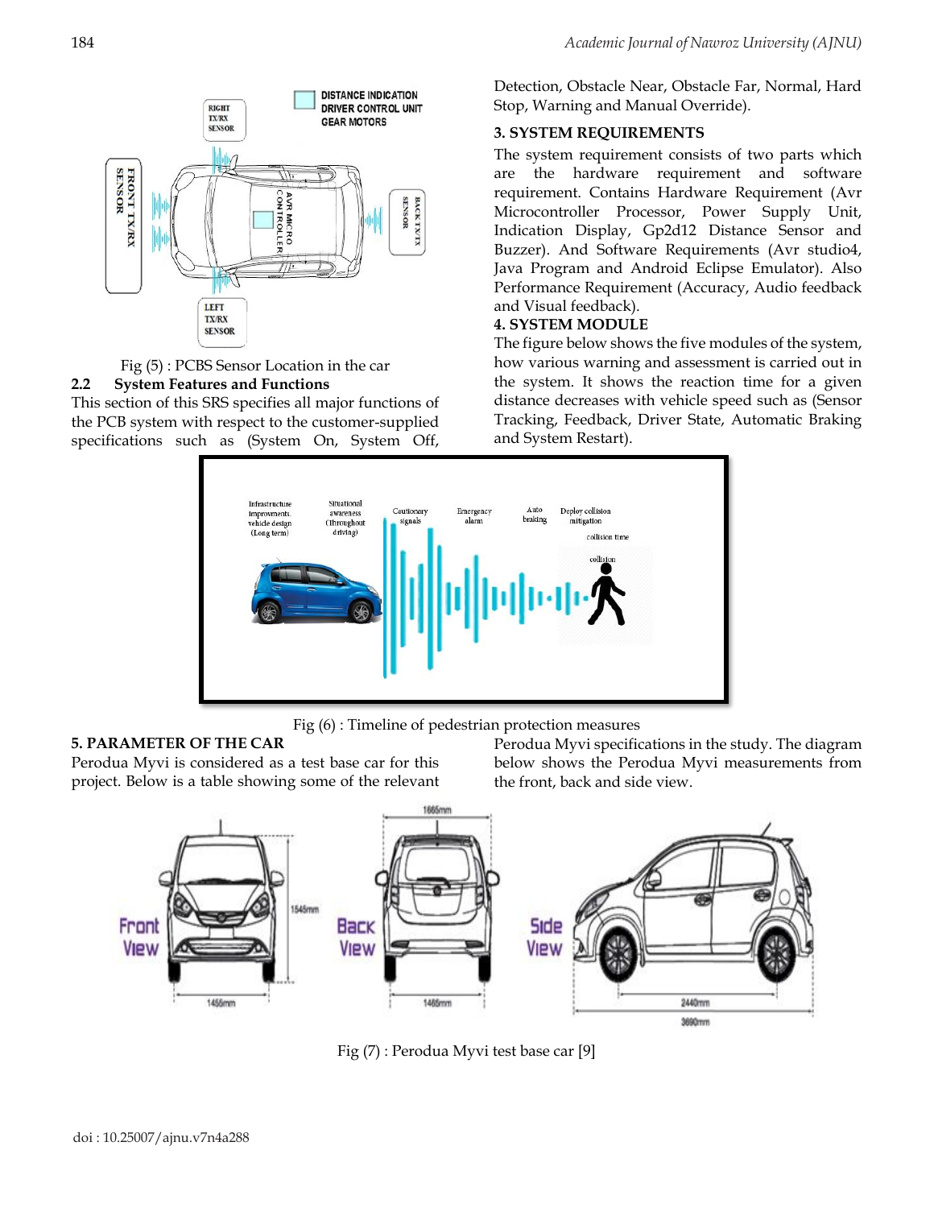Fig (5) : PCBS Sensor Location in the car

## 2.2 System Features and Functions

This section of this SRS specifies all major functions of the PCB system with respect to the customer-supplied specifications such as (System On, System Off, Detection, Obstacle Near, Obstacle Far, Normal, Hard Stop, Warning and Manual Override).

## 3. SYSTEM REQUIREMENTS

The system requirement consists of two parts which are the hardware requirement and software requirement. Contains Hardware Requirement (Avr Microcontroller Processor, Power Supply Unit, Indication Display, Gp2d12 Distance Sensor and Buzzer). And Software Requirements (Avr studio4, Java Program and Android Eclipse Emulator). Also Performance Requirement (Accuracy, Audio feedback and Visual feedback).

## 4. SYSTEM MODULE

The figure below shows the five modules of the system, how various warning and assessment is carried out in the system. It shows the reaction time for a given distance decreases with vehicle speed such as (Sensor Tracking, Feedback, Driver State, Automatic Braking and System Restart).

Fig (6) : Timeline of pedestrian protection measures

## 5. PARAMETER OF THE CAR

Perodua Myvi is considered as a test base car for this project. Below is a table showing some of the relevant Perodua Myvi specifications in the study. The diagram below shows the Perodua Myvi measurements from the front, back and side view.

Fig (7) : Perodua Myvi test base car [9]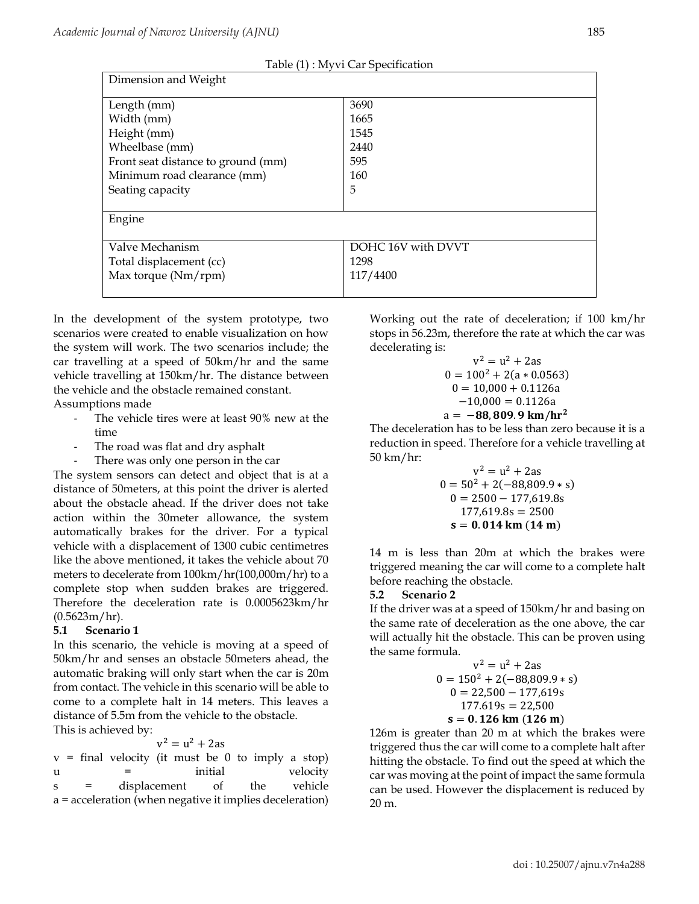Table (1) : Myvi Car Specification

| Dimension and Weight | |
|---|---|
| Length (mm) | 3690 |
| Width (mm) | 1665 |
| Height (mm) | 1545 |
| Wheelbase (mm) | 2440 |
| Front seat distance to ground (mm) | 595 |
| Minimum road clearance (mm) | 160 |
| Seating capacity | 5 |
| **Engine** | |
| Valve Mechanism | DOHC 16V with DVVT |
| Total displacement (cc) | 1298 |
| Max torque (Nm/rpm) | 117/4400 |

In the development of the system prototype, two scenarios were created to enable visualization on how the system will work. The two scenarios include; the car travelling at a speed of 50km/hr and the same vehicle travelling at 150km/hr. The distance between the vehicle and the obstacle remained constant.

Assumptions made

- The vehicle tires were at least 90% new at the time
- The road was flat and dry asphalt
- There was only one person in the car

The system sensors can detect and object that is at a distance of 50meters, at this point the driver is alerted about the obstacle ahead. If the driver does not take action within the 30meter allowance, the system automatically brakes for the driver. For a typical vehicle with a displacement of 1300 cubic centimetres like the above mentioned, it takes the vehicle about 70 meters to decelerate from 100km/hr(100,000m/hr) to a complete stop when sudden brakes are triggered. Therefore the deceleration rate is 0.0005623km/hr (0.5623m/hr).

### 5.1 Scenario 1

In this scenario, the vehicle is moving at a speed of 50km/hr and senses an obstacle 50meters ahead, the automatic braking will only start when the car is 20m from contact. The vehicle in this scenario will be able to come to a complete halt in 14 meters. This leaves a distance of 5.5m from the vehicle to the obstacle.

This is achieved by:

$$v^2 = u^2 + 2as$$

v = final velocity (it must be 0 to imply a stop)
u = initial velocity
s = displacement of the vehicle
a = acceleration (when negative it implies deceleration)

Working out the rate of deceleration; if 100 km/hr stops in 56.23m, therefore the rate at which the car was decelerating is:

$$v^2 = u^2 + 2as$$
$$0 = 100^2 + 2(a * 0.0563)$$
$$0 = 10{,}000 + 0.1126a$$
$$-10{,}000 = 0.1126a$$
$$\mathbf{a = -88{,}809.9\ km/hr^2}$$

The deceleration has to be less than zero because it is a reduction in speed. Therefore for a vehicle travelling at 50 km/hr:

$$v^2 = u^2 + 2as$$
$$0 = 50^2 + 2(-88{,}809.9 * s)$$
$$0 = 2500 - 177{,}619.8s$$
$$177{,}619.8s = 2500$$
$$\mathbf{s = 0.014\ km\ (14\ m)}$$

14 m is less than 20m at which the brakes were triggered meaning the car will come to a complete halt before reaching the obstacle.

### 5.2 Scenario 2

If the driver was at a speed of 150km/hr and basing on the same rate of deceleration as the one above, the car will actually hit the obstacle. This can be proven using the same formula.

$$v^2 = u^2 + 2as$$
$$0 = 150^2 + 2(-88{,}809.9 * s)$$
$$0 = 22{,}500 - 177{,}619s$$
$$177.619s = 22{,}500$$
$$\mathbf{s = 0.126\ km\ (126\ m)}$$

126m is greater than 20 m at which the brakes were triggered thus the car will come to a complete halt after hitting the obstacle. To find out the speed at which the car was moving at the point of impact the same formula can be used. However the displacement is reduced by 20 m.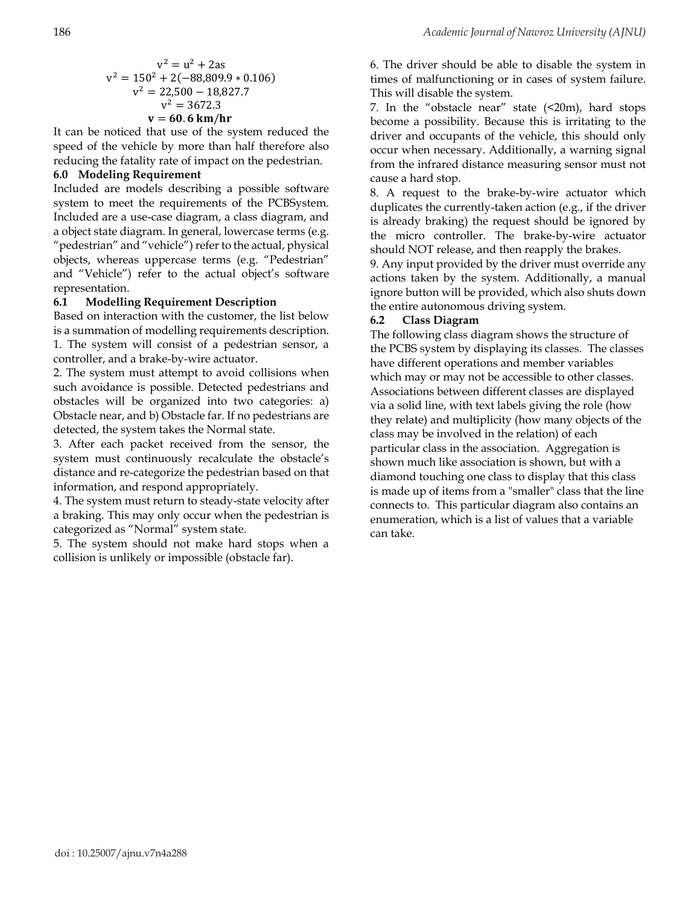$$v^2 = u^2 + 2as$$
$$v^2 = 150^2 + 2(-88{,}809.9 * 0.106)$$
$$v^2 = 22{,}500 - 18{,}827.7$$
$$v^2 = 3672.3$$
$$\mathbf{v = 60.6\ km/hr}$$

It can be noticed that use of the system reduced the speed of the vehicle by more than half therefore also reducing the fatality rate of impact on the pedestrian.

## 6.0 Modeling Requirement

Included are models describing a possible software system to meet the requirements of the PCBSystem. Included are a use-case diagram, a class diagram, and a object state diagram. In general, lowercase terms (e.g. "pedestrian" and "vehicle") refer to the actual, physical objects, whereas uppercase terms (e.g. "Pedestrian" and "Vehicle") refer to the actual object's software representation.

### 6.1 Modelling Requirement Description

Based on interaction with the customer, the list below is a summation of modelling requirements description.

1. The system will consist of a pedestrian sensor, a controller, and a brake-by-wire actuator.
2. The system must attempt to avoid collisions when such avoidance is possible. Detected pedestrians and obstacles will be organized into two categories: a) Obstacle near, and b) Obstacle far. If no pedestrians are detected, the system takes the Normal state.
3. After each packet received from the sensor, the system must continuously recalculate the obstacle's distance and re-categorize the pedestrian based on that information, and respond appropriately.
4. The system must return to steady-state velocity after a braking. This may only occur when the pedestrian is categorized as "Normal" system state.
5. The system should not make hard stops when a collision is unlikely or impossible (obstacle far).
6. The driver should be able to disable the system in times of malfunctioning or in cases of system failure. This will disable the system.
7. In the "obstacle near" state (<20m), hard stops become a possibility. Because this is irritating to the driver and occupants of the vehicle, this should only occur when necessary. Additionally, a warning signal from the infrared distance measuring sensor must not cause a hard stop.
8. A request to the brake-by-wire actuator which duplicates the currently-taken action (e.g., if the driver is already braking) the request should be ignored by the micro controller. The brake-by-wire actuator should NOT release, and then reapply the brakes.
9. Any input provided by the driver must override any actions taken by the system. Additionally, a manual ignore button will be provided, which also shuts down the entire autonomous driving system.

### 6.2 Class Diagram

The following class diagram shows the structure of the PCBS system by displaying its classes. The classes have different operations and member variables which may or may not be accessible to other classes. Associations between different classes are displayed via a solid line, with text labels giving the role (how they relate) and multiplicity (how many objects of the class may be involved in the relation) of each particular class in the association. Aggregation is shown much like association is shown, but with a diamond touching one class to display that this class is made up of items from a "smaller" class that the line connects to. This particular diagram also contains an enumeration, which is a list of values that a variable can take.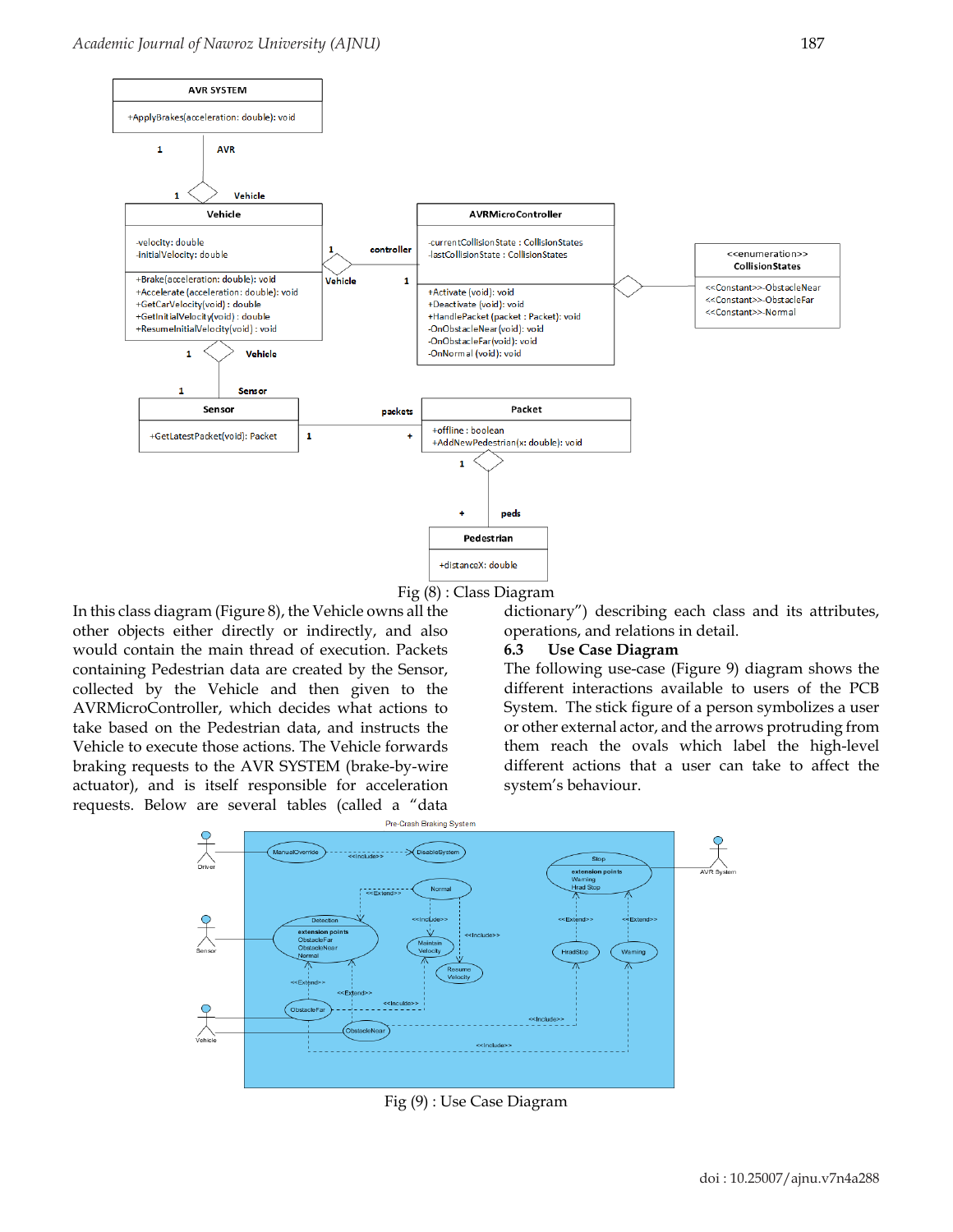Fig (8) : Class Diagram

In this class diagram (Figure 8), the Vehicle owns all the other objects either directly or indirectly, and also would contain the main thread of execution. Packets containing Pedestrian data are created by the Sensor, collected by the Vehicle and then given to the AVRMicroController, which decides what actions to take based on the Pedestrian data, and instructs the Vehicle to execute those actions. The Vehicle forwards braking requests to the AVR SYSTEM (brake-by-wire actuator), and is itself responsible for acceleration requests. Below are several tables (called a "data dictionary") describing each class and its attributes, operations, and relations in detail.

### 6.3 Use Case Diagram

The following use-case (Figure 9) diagram shows the different interactions available to users of the PCB System. The stick figure of a person symbolizes a user or other external actor, and the arrows protruding from them reach the ovals which label the high-level different actions that a user can take to affect the system's behaviour.

Fig (9) : Use Case Diagram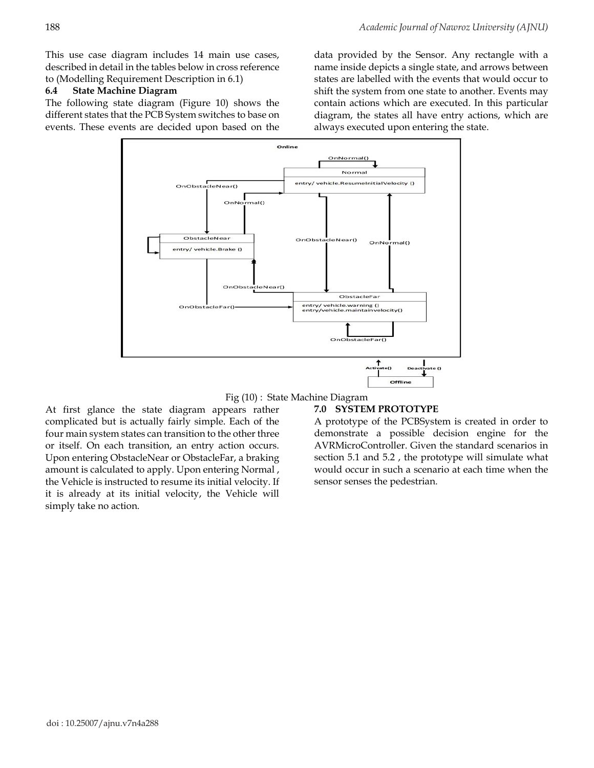This use case diagram includes 14 main use cases, described in detail in the tables below in cross reference to (Modelling Requirement Description in 6.1)

### 6.4 State Machine Diagram

The following state diagram (Figure 10) shows the different states that the PCB System switches to base on events. These events are decided upon based on the data provided by the Sensor. Any rectangle with a name inside depicts a single state, and arrows between states are labelled with the events that would occur to shift the system from one state to another. Events may contain actions which are executed. In this particular diagram, the states all have entry actions, which are always executed upon entering the state.

Fig (10) : State Machine Diagram

At first glance the state diagram appears rather complicated but is actually fairly simple. Each of the four main system states can transition to the other three or itself. On each transition, an entry action occurs. Upon entering ObstacleNear or ObstacleFar, a braking amount is calculated to apply. Upon entering Normal , the Vehicle is instructed to resume its initial velocity. If it is already at its initial velocity, the Vehicle will simply take no action.

## 7.0 SYSTEM PROTOTYPE

A prototype of the PCBSystem is created in order to demonstrate a possible decision engine for the AVRMicroController. Given the standard scenarios in section 5.1 and 5.2 , the prototype will simulate what would occur in such a scenario at each time when the sensor senses the pedestrian.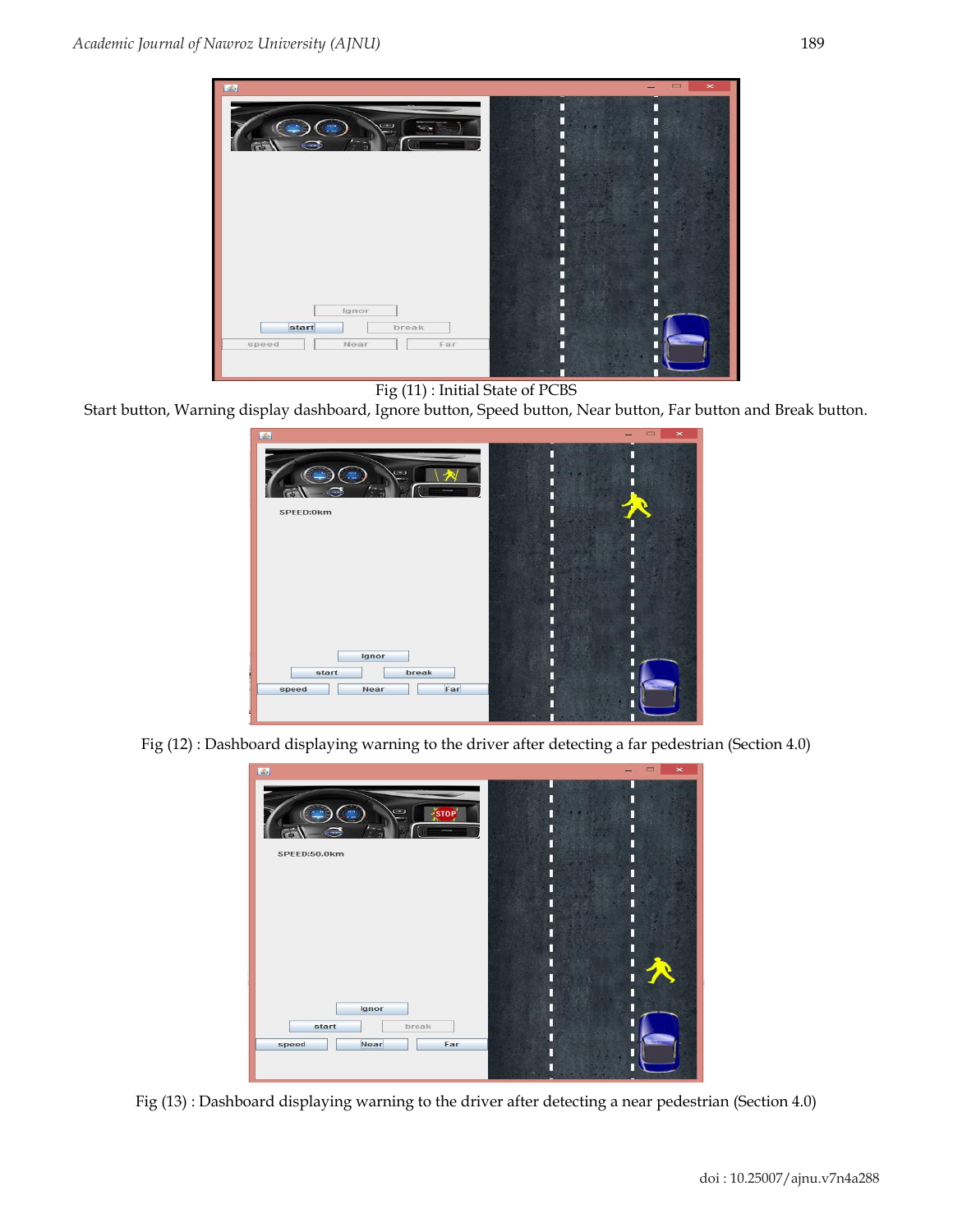Fig (11) : Initial State of PCBS

Start button, Warning display dashboard, Ignore button, Speed button, Near button, Far button and Break button.

Fig (12) : Dashboard displaying warning to the driver after detecting a far pedestrian (Section 4.0)

Fig (13) : Dashboard displaying warning to the driver after detecting a near pedestrian (Section 4.0)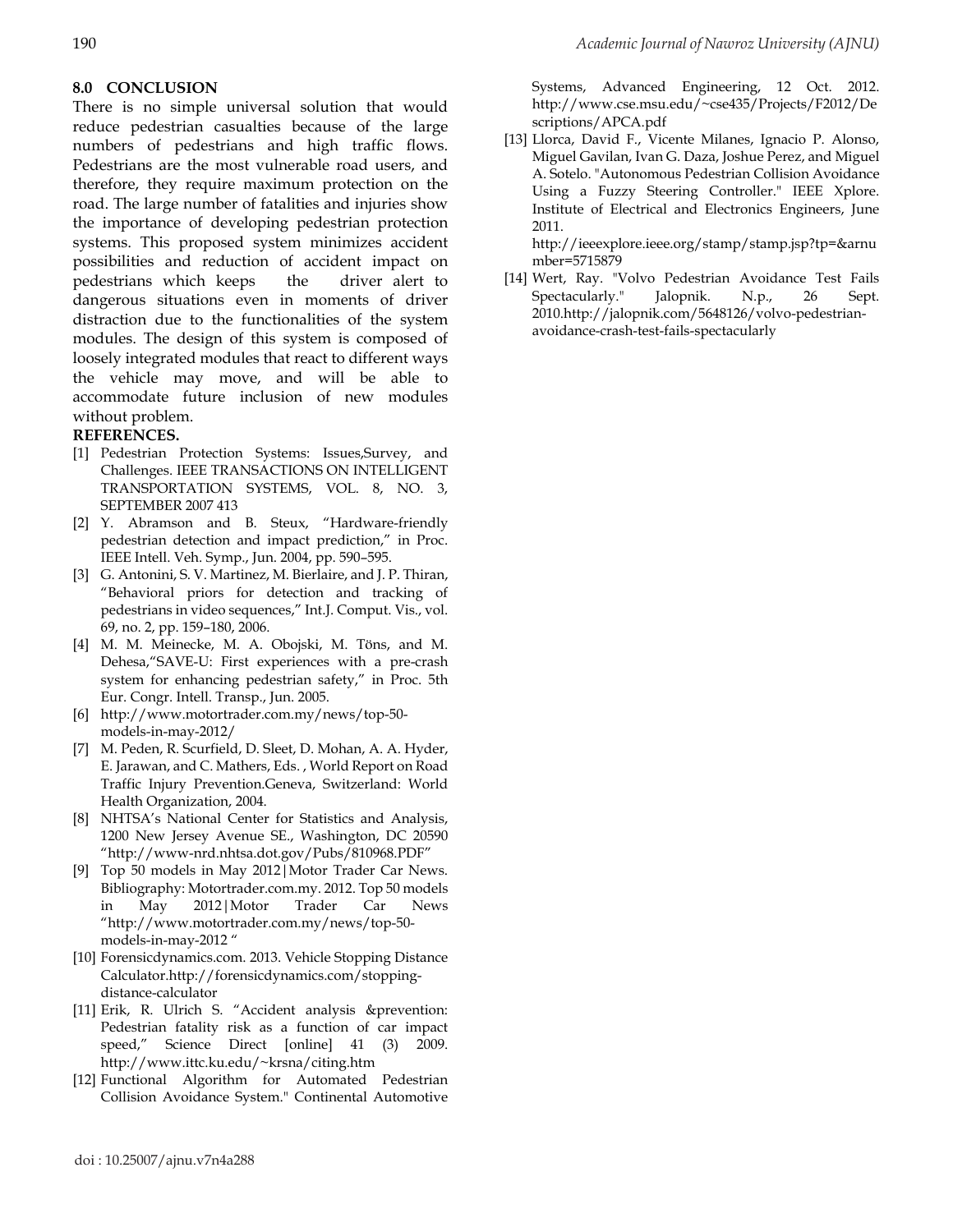## 8.0 CONCLUSION

There is no simple universal solution that would reduce pedestrian casualties because of the large numbers of pedestrians and high traffic flows. Pedestrians are the most vulnerable road users, and therefore, they require maximum protection on the road. The large number of fatalities and injuries show the importance of developing pedestrian protection systems. This proposed system minimizes accident possibilities and reduction of accident impact on pedestrians which keeps the driver alert to dangerous situations even in moments of driver distraction due to the functionalities of the system modules. The design of this system is composed of loosely integrated modules that react to different ways the vehicle may move, and will be able to accommodate future inclusion of new modules without problem.

**REFERENCES.**

[1] Pedestrian Protection Systems: Issues,Survey, and Challenges. IEEE TRANSACTIONS ON INTELLIGENT TRANSPORTATION SYSTEMS, VOL. 8, NO. 3, SEPTEMBER 2007 413

[2] Y. Abramson and B. Steux, “Hardware-friendly pedestrian detection and impact prediction,” in Proc. IEEE Intell. Veh. Symp., Jun. 2004, pp. 590–595.

[3] G. Antonini, S. V. Martinez, M. Bierlaire, and J. P. Thiran, “Behavioral priors for detection and tracking of pedestrians in video sequences,” Int.J. Comput. Vis., vol. 69, no. 2, pp. 159–180, 2006.

[4] M. M. Meinecke, M. A. Obojski, M. Töns, and M. Dehesa,“SAVE-U: First experiences with a pre-crash system for enhancing pedestrian safety,” in Proc. 5th Eur. Congr. Intell. Transp., Jun. 2005.

[6] http://www.motortrader.com.my/news/top-50-models-in-may-2012/

[7] M. Peden, R. Scurfield, D. Sleet, D. Mohan, A. A. Hyder, E. Jarawan, and C. Mathers, Eds. , World Report on Road Traffic Injury Prevention.Geneva, Switzerland: World Health Organization, 2004.

[8] NHTSA’s National Center for Statistics and Analysis, 1200 New Jersey Avenue SE., Washington, DC 20590 “http://www-nrd.nhtsa.dot.gov/Pubs/810968.PDF”

[9] Top 50 models in May 2012|Motor Trader Car News. Bibliography: Motortrader.com.my. 2012. Top 50 models in May 2012|Motor Trader Car News “http://www.motortrader.com.my/news/top-50-models-in-may-2012 “

[10] Forensicdynamics.com. 2013. Vehicle Stopping Distance Calculator.http://forensicdynamics.com/stopping-distance-calculator

[11] Erik, R. Ulrich S. “Accident analysis &prevention: Pedestrian fatality risk as a function of car impact speed,” Science Direct [online] 41 (3) 2009. http://www.ittc.ku.edu/~krsna/citing.htm

[12] Functional Algorithm for Automated Pedestrian Collision Avoidance System." Continental Automotive Systems, Advanced Engineering, 12 Oct. 2012. http://www.cse.msu.edu/~cse435/Projects/F2012/Descriptions/APCA.pdf

[13] Llorca, David F., Vicente Milanes, Ignacio P. Alonso, Miguel Gavilan, Ivan G. Daza, Joshue Perez, and Miguel A. Sotelo. "Autonomous Pedestrian Collision Avoidance Using a Fuzzy Steering Controller." IEEE Xplore. Institute of Electrical and Electronics Engineers, June 2011. http://ieeexplore.ieee.org/stamp/stamp.jsp?tp=&arnumber=5715879

[14] Wert, Ray. "Volvo Pedestrian Avoidance Test Fails Spectacularly." Jalopnik. N.p., 26 Sept. 2010.http://jalopnik.com/5648126/volvo-pedestrian-avoidance-crash-test-fails-spectacularly